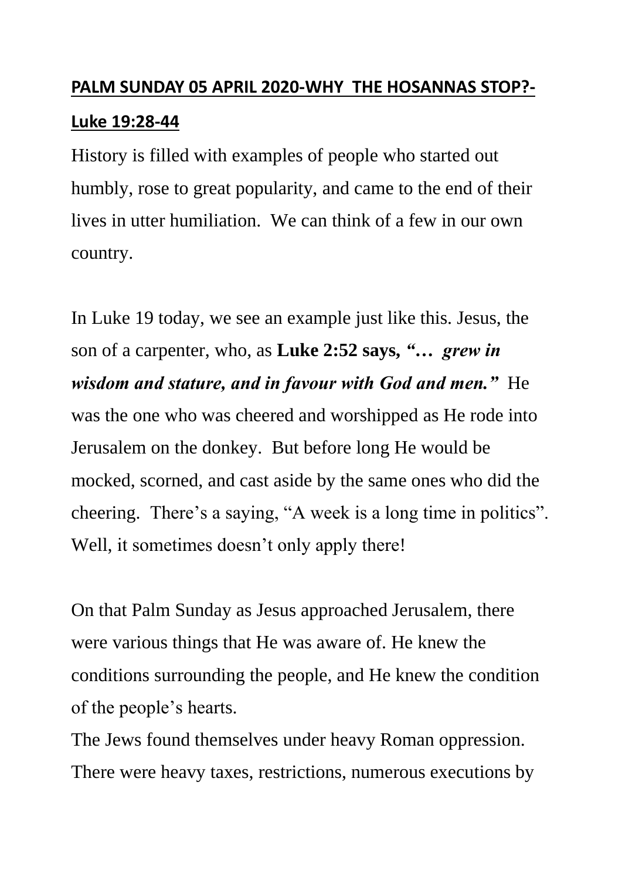## **PALM SUNDAY 05 APRIL 2020-WHY THE HOSANNAS STOP?-Luke 19:28-44**

History is filled with examples of people who started out humbly, rose to great popularity, and came to the end of their lives in utter humiliation. We can think of a few in our own country.

In Luke 19 today, we see an example just like this. Jesus, the son of a carpenter, who, as **Luke 2:52 says,** ***"… grew in wisdom and stature, and in favour with God and men."*** He was the one who was cheered and worshipped as He rode into Jerusalem on the donkey. But before long He would be mocked, scorned, and cast aside by the same ones who did the cheering. There's a saying, "A week is a long time in politics". Well, it sometimes doesn't only apply there!

On that Palm Sunday as Jesus approached Jerusalem, there were various things that He was aware of. He knew the conditions surrounding the people, and He knew the condition of the people's hearts.

The Jews found themselves under heavy Roman oppression. There were heavy taxes, restrictions, numerous executions by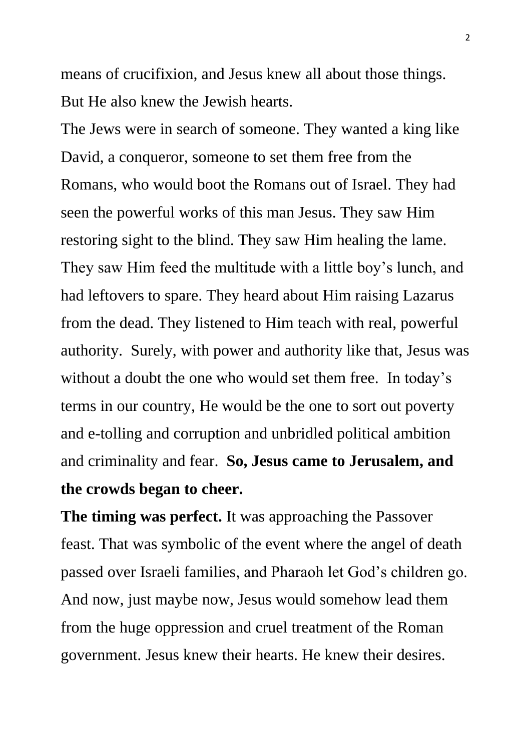means of crucifixion, and Jesus knew all about those things. But He also knew the Jewish hearts.

The Jews were in search of someone. They wanted a king like David, a conqueror, someone to set them free from the Romans, who would boot the Romans out of Israel. They had seen the powerful works of this man Jesus. They saw Him restoring sight to the blind. They saw Him healing the lame. They saw Him feed the multitude with a little boy's lunch, and had leftovers to spare. They heard about Him raising Lazarus from the dead. They listened to Him teach with real, powerful authority. Surely, with power and authority like that, Jesus was without a doubt the one who would set them free. In today's terms in our country, He would be the one to sort out poverty and e-tolling and corruption and unbridled political ambition and criminality and fear. **So, Jesus came to Jerusalem, and the crowds began to cheer.**

**The timing was perfect.** It was approaching the Passover feast. That was symbolic of the event where the angel of death passed over Israeli families, and Pharaoh let God's children go. And now, just maybe now, Jesus would somehow lead them from the huge oppression and cruel treatment of the Roman government. Jesus knew their hearts. He knew their desires.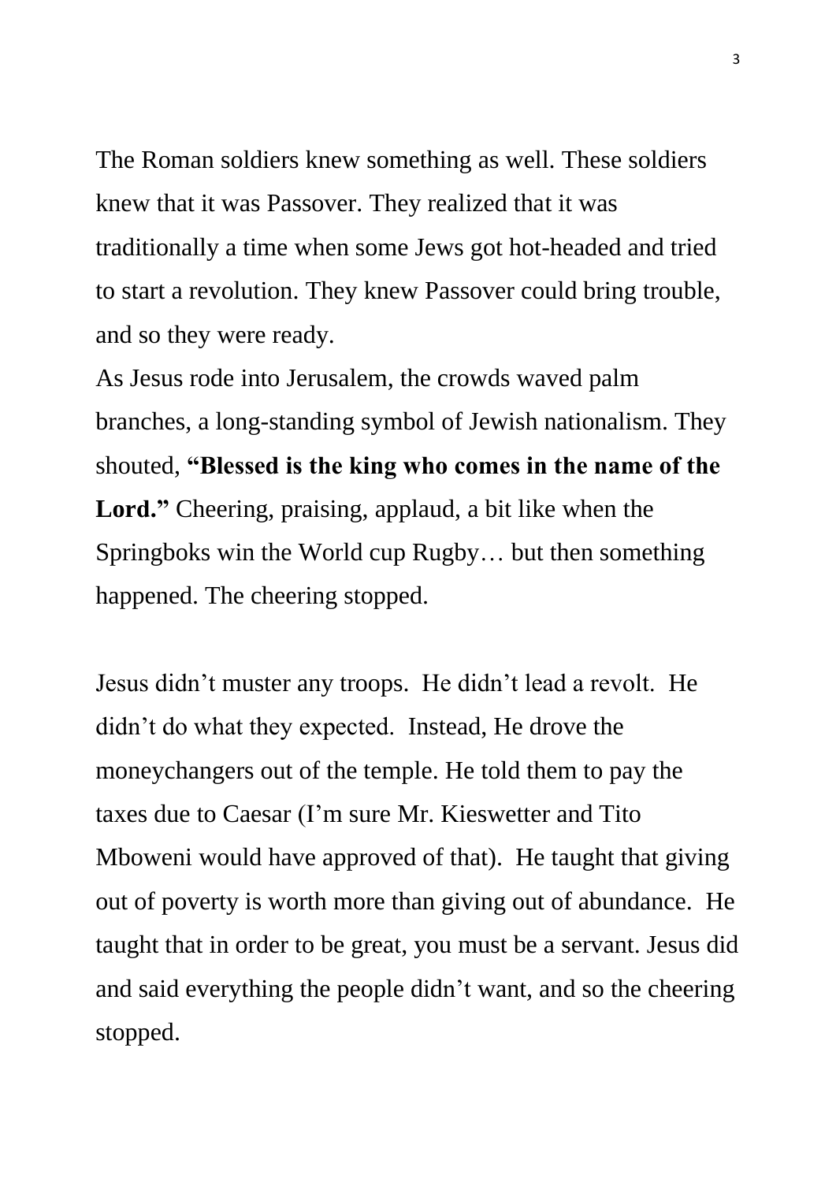The Roman soldiers knew something as well. These soldiers knew that it was Passover. They realized that it was traditionally a time when some Jews got hot-headed and tried to start a revolution. They knew Passover could bring trouble, and so they were ready.
As Jesus rode into Jerusalem, the crowds waved palm branches, a long-standing symbol of Jewish nationalism. They shouted, **"Blessed is the king who comes in the name of the Lord."** Cheering, praising, applaud, a bit like when the Springboks win the World cup Rugby… but then something happened. The cheering stopped.

Jesus didn't muster any troops. He didn't lead a revolt. He didn't do what they expected. Instead, He drove the moneychangers out of the temple. He told them to pay the taxes due to Caesar (I'm sure Mr. Kieswetter and Tito Mboweni would have approved of that). He taught that giving out of poverty is worth more than giving out of abundance. He taught that in order to be great, you must be a servant. Jesus did and said everything the people didn't want, and so the cheering stopped.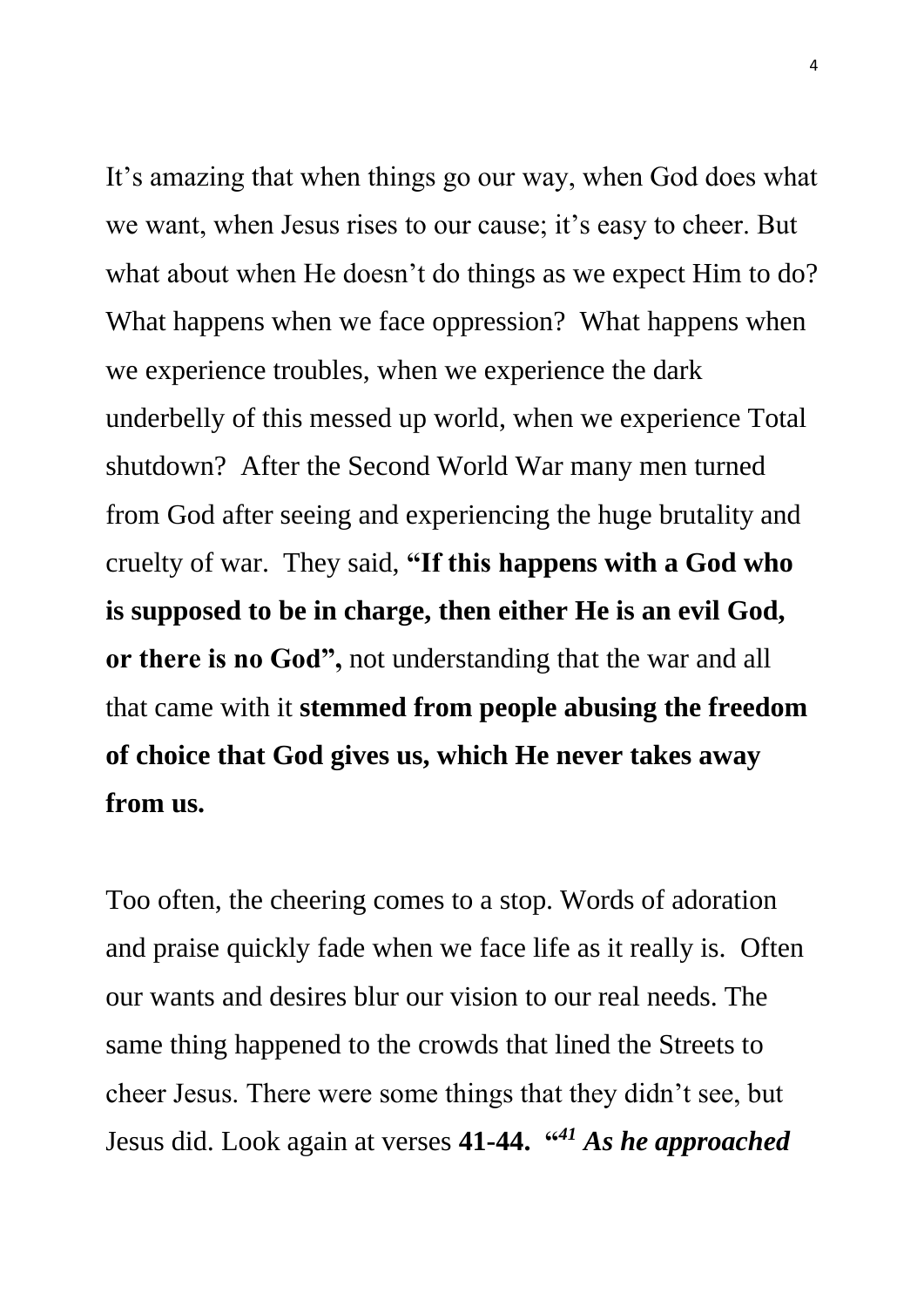It’s amazing that when things go our way, when God does what we want, when Jesus rises to our cause; it’s easy to cheer. But what about when He doesn’t do things as we expect Him to do? What happens when we face oppression? What happens when we experience troubles, when we experience the dark underbelly of this messed up world, when we experience Total shutdown? After the Second World War many men turned from God after seeing and experiencing the huge brutality and cruelty of war. They said, **“If this happens with a God who is supposed to be in charge, then either He is an evil God, or there is no God”,** not understanding that the war and all that came with it **stemmed from people abusing the freedom of choice that God gives us, which He never takes away from us.**

Too often, the cheering comes to a stop. Words of adoration and praise quickly fade when we face life as it really is. Often our wants and desires blur our vision to our real needs. The same thing happened to the crowds that lined the Streets to cheer Jesus. There were some things that they didn’t see, but Jesus did. Look again at verses **41-44. “*[41] As he approached***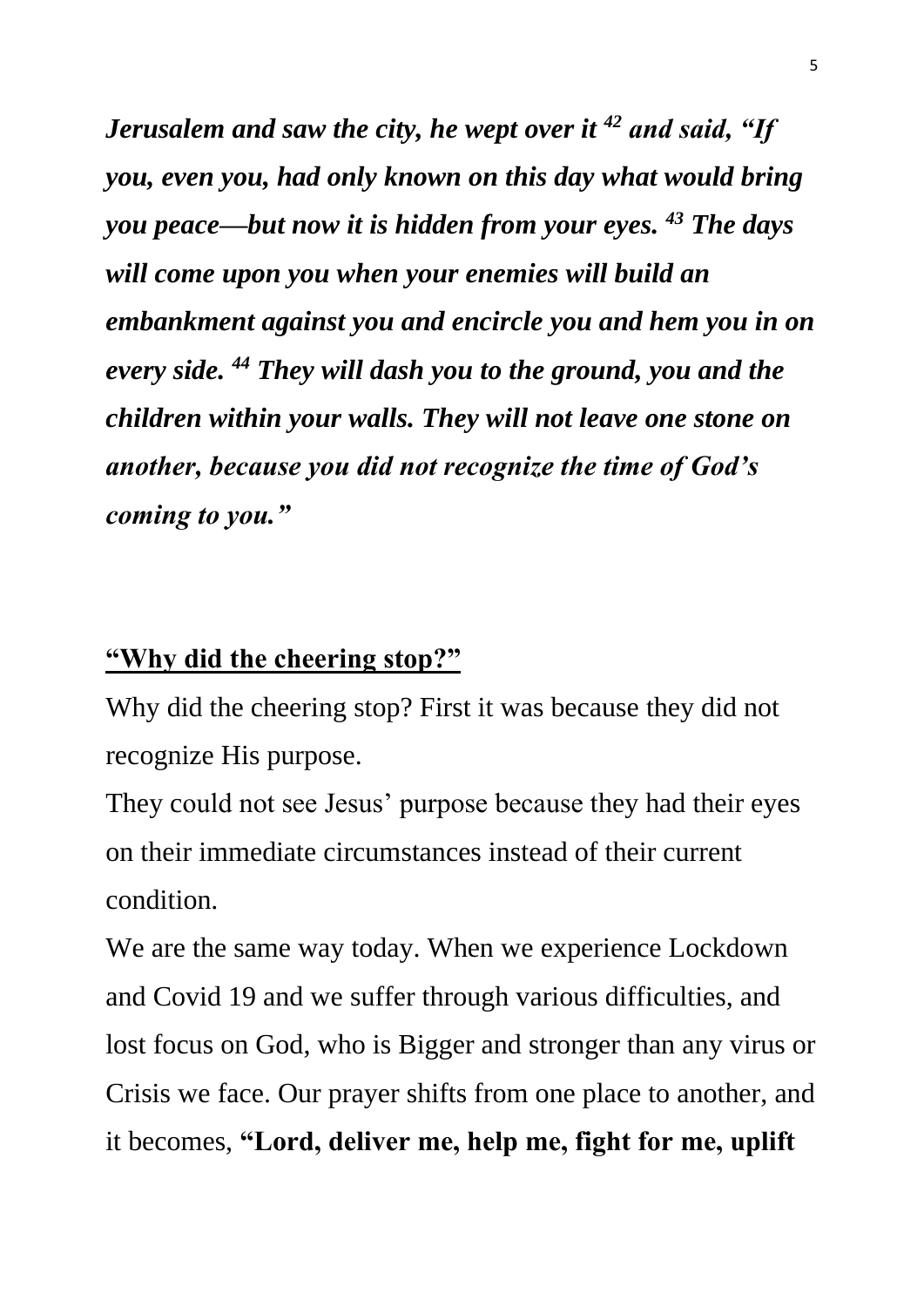***Jerusalem and saw the city, he wept over it [42] and said, "If you, even you, had only known on this day what would bring you peace—but now it is hidden from your eyes. [43] The days will come upon you when your enemies will build an embankment against you and encircle you and hem you in on every side. [44] They will dash you to the ground, you and the children within your walls. They will not leave one stone on another, because you did not recognize the time of God's coming to you."***

**<u>"Why did the cheering stop?"</u>**

Why did the cheering stop? First it was because they did not recognize His purpose.

They could not see Jesus' purpose because they had their eyes on their immediate circumstances instead of their current condition.

We are the same way today. When we experience Lockdown and Covid 19 and we suffer through various difficulties, and lost focus on God, who is Bigger and stronger than any virus or Crisis we face. Our prayer shifts from one place to another, and it becomes, **"Lord, deliver me, help me, fight for me, uplift**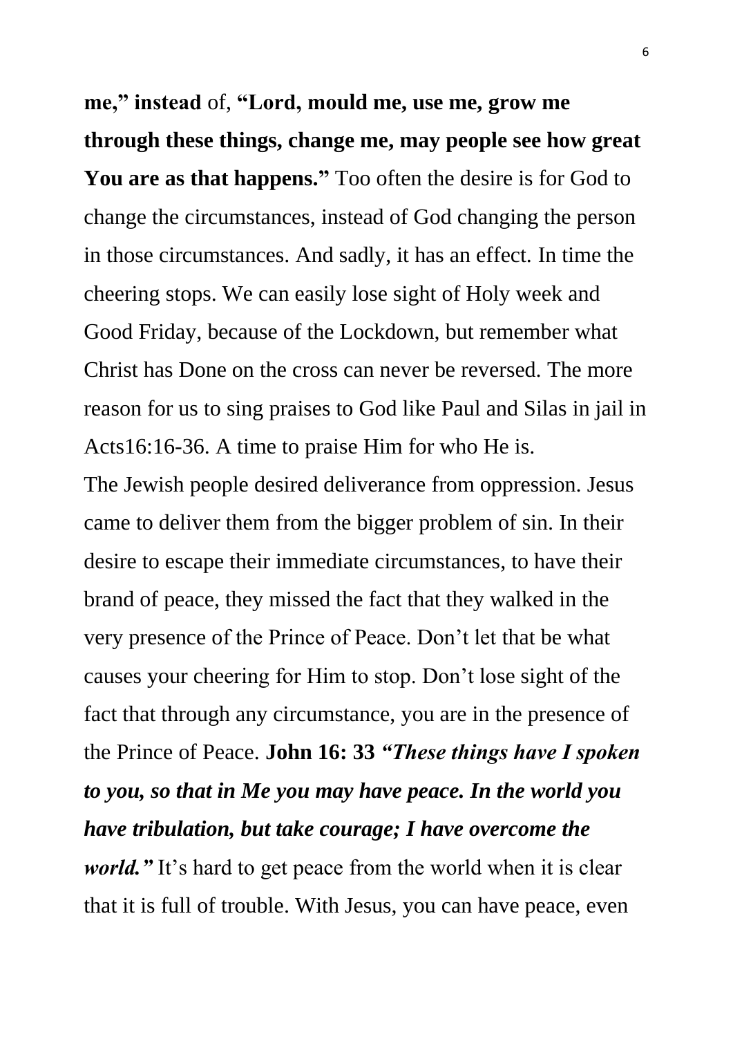**me," instead** of, **"Lord, mould me, use me, grow me through these things, change me, may people see how great You are as that happens."** Too often the desire is for God to change the circumstances, instead of God changing the person in those circumstances. And sadly, it has an effect. In time the cheering stops. We can easily lose sight of Holy week and Good Friday, because of the Lockdown, but remember what Christ has Done on the cross can never be reversed. The more reason for us to sing praises to God like Paul and Silas in jail in Acts16:16-36. A time to praise Him for who He is.

The Jewish people desired deliverance from oppression. Jesus came to deliver them from the bigger problem of sin. In their desire to escape their immediate circumstances, to have their brand of peace, they missed the fact that they walked in the very presence of the Prince of Peace. Don't let that be what causes your cheering for Him to stop. Don't lose sight of the fact that through any circumstance, you are in the presence of the Prince of Peace. **John 16: 33** ***"These things have I spoken to you, so that in Me you may have peace. In the world you have tribulation, but take courage; I have overcome the world."*** It's hard to get peace from the world when it is clear that it is full of trouble. With Jesus, you can have peace, even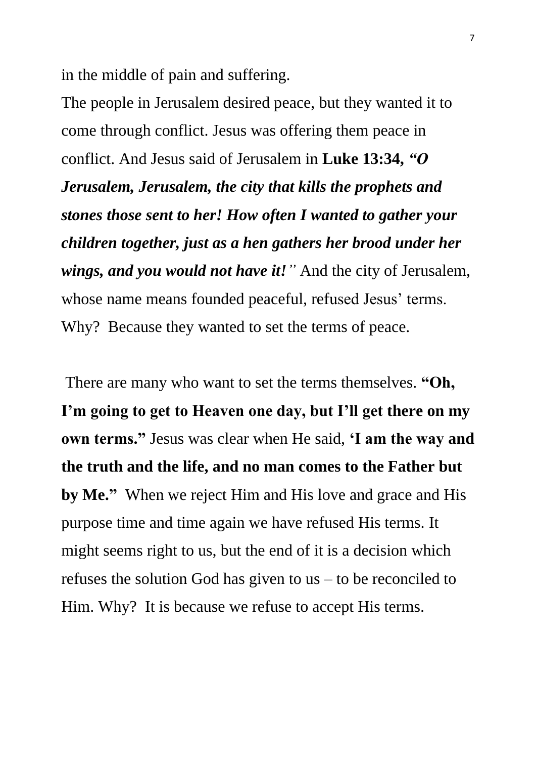in the middle of pain and suffering.

The people in Jerusalem desired peace, but they wanted it to come through conflict. Jesus was offering them peace in conflict. And Jesus said of Jerusalem in **Luke 13:34,** ***"O Jerusalem, Jerusalem, the city that kills the prophets and stones those sent to her! How often I wanted to gather your children together, just as a hen gathers her brood under her wings, and you would not have it!"*** And the city of Jerusalem, whose name means founded peaceful, refused Jesus' terms. Why? Because they wanted to set the terms of peace.

There are many who want to set the terms themselves. **"Oh, I'm going to get to Heaven one day, but I'll get there on my own terms."** Jesus was clear when He said, **'I am the way and the truth and the life, and no man comes to the Father but by Me."** When we reject Him and His love and grace and His purpose time and time again we have refused His terms. It might seems right to us, but the end of it is a decision which refuses the solution God has given to us – to be reconciled to Him. Why? It is because we refuse to accept His terms.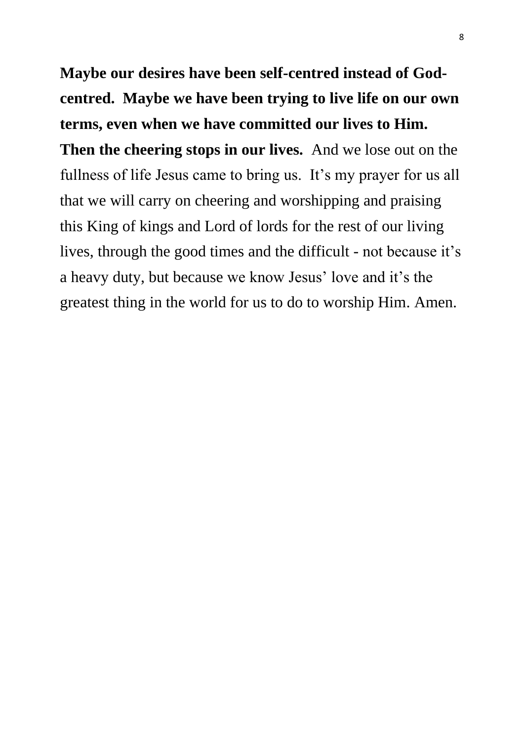**Maybe our desires have been self-centred instead of God-centred. Maybe we have been trying to live life on our own terms, even when we have committed our lives to Him. Then the cheering stops in our lives.** And we lose out on the fullness of life Jesus came to bring us. It's my prayer for us all that we will carry on cheering and worshipping and praising this King of kings and Lord of lords for the rest of our living lives, through the good times and the difficult - not because it's a heavy duty, but because we know Jesus' love and it's the greatest thing in the world for us to do to worship Him. Amen.